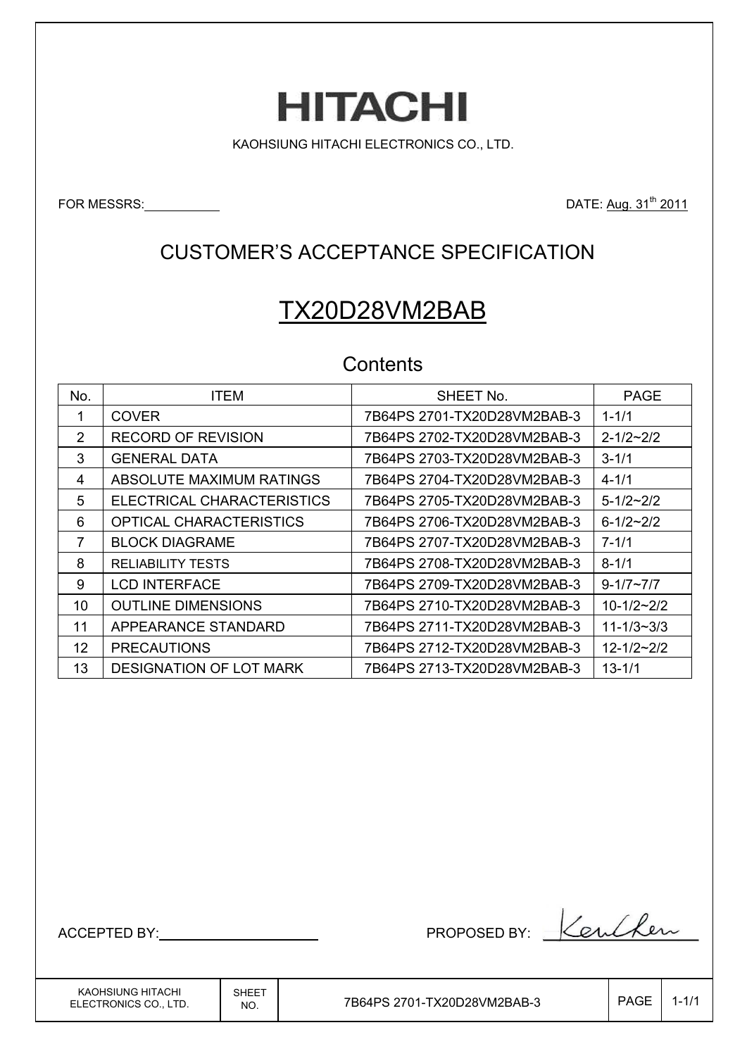# HITACHI

KAOHSIUNG HITACHI ELECTRONICS CO., LTD.

FOR MESSRS:

DATE: Aug. 31th 2011

## CUSTOMER'S ACCEPTANCE SPECIFICATION

# TX20D28VM2BAB

## Contents

| No. | ITEM | SHEET No. | PAGE |
|---|---|---|---|
| 1 | COVER | 7B64PS 2701-TX20D28VM2BAB-3 | 1-1/1 |
| 2 | RECORD OF REVISION | 7B64PS 2702-TX20D28VM2BAB-3 | 2-1/2~2/2 |
| 3 | GENERAL DATA | 7B64PS 2703-TX20D28VM2BAB-3 | 3-1/1 |
| 4 | ABSOLUTE MAXIMUM RATINGS | 7B64PS 2704-TX20D28VM2BAB-3 | 4-1/1 |
| 5 | ELECTRICAL CHARACTERISTICS | 7B64PS 2705-TX20D28VM2BAB-3 | 5-1/2~2/2 |
| 6 | OPTICAL CHARACTERISTICS | 7B64PS 2706-TX20D28VM2BAB-3 | 6-1/2~2/2 |
| 7 | BLOCK DIAGRAME | 7B64PS 2707-TX20D28VM2BAB-3 | 7-1/1 |
| 8 | RELIABILITY TESTS | 7B64PS 2708-TX20D28VM2BAB-3 | 8-1/1 |
| 9 | LCD INTERFACE | 7B64PS 2709-TX20D28VM2BAB-3 | 9-1/7~7/7 |
| 10 | OUTLINE DIMENSIONS | 7B64PS 2710-TX20D28VM2BAB-3 | 10-1/2~2/2 |
| 11 | APPEARANCE STANDARD | 7B64PS 2711-TX20D28VM2BAB-3 | 11-1/3~3/3 |
| 12 | PRECAUTIONS | 7B64PS 2712-TX20D28VM2BAB-3 | 12-1/2~2/2 |
| 13 | DESIGNATION OF LOT MARK | 7B64PS 2713-TX20D28VM2BAB-3 | 13-1/1 |

ACCEPTED BY:

PROPOSED BY: Ken Chen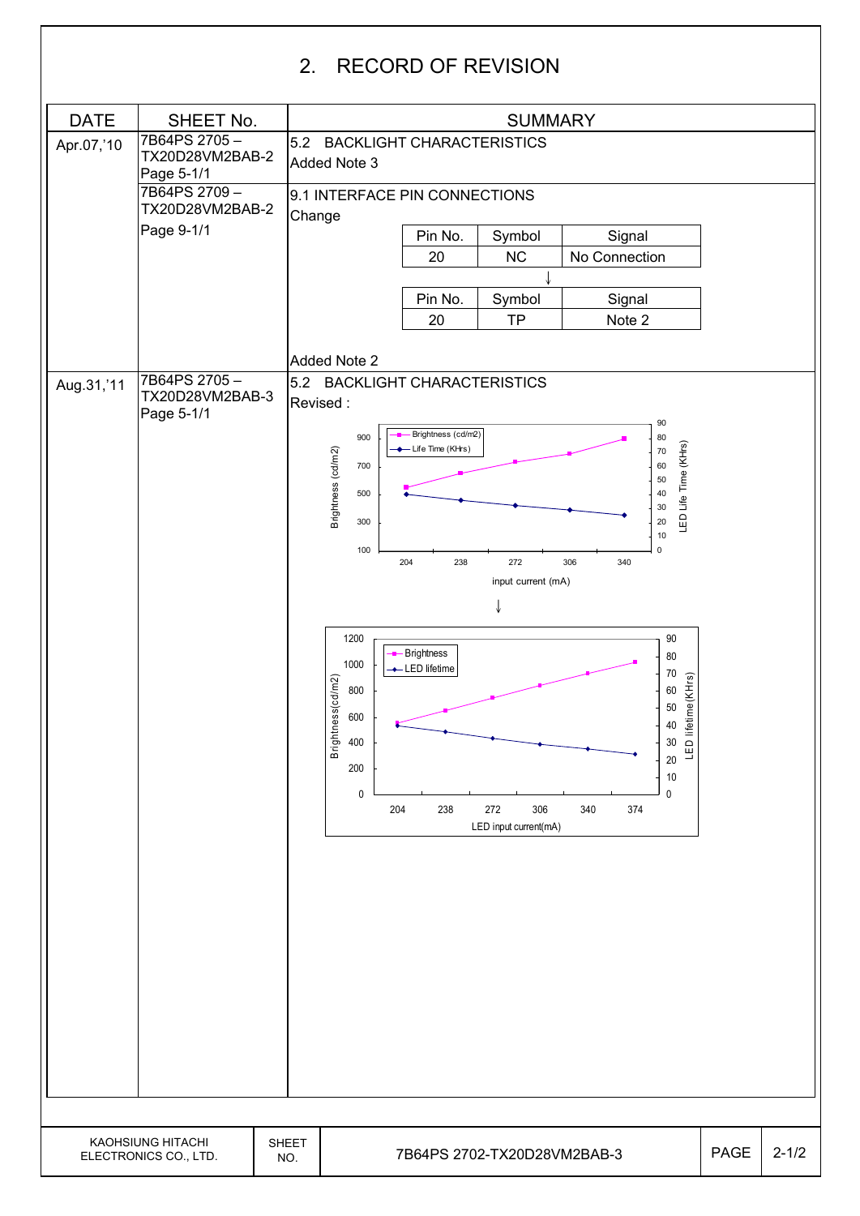## 2. RECORD OF REVISION

| DATE | SHEET No. | SUMMARY |
|---|---|---|
| Apr.07,'10 | 7B64PS 2705 – TX20D28VM2BAB-2 Page 5-1/1 | 5.2 BACKLIGHT CHARACTERISTICS<br>Added Note 3 |
| | 7B64PS 2709 – TX20D28VM2BAB-2 Page 9-1/1 | 9.1 INTERFACE PIN CONNECTIONS<br>Change<br>Pin No. 20, Symbol NC, Signal No Connection<br>↓<br>Pin No. 20, Symbol TP, Signal Note 2<br><br>Added Note 2 |
| Aug.31,'11 | 7B64PS 2705 – TX20D28VM2BAB-3 Page 5-1/1 | 5.2 BACKLIGHT CHARACTERISTICS<br>Revised :<br>(Chart: Brightness (cd/m2) / Life Time (KHrs) vs. input current (mA), 204–340 mA)<br>↓<br>(Chart: Brightness (cd/m2) / LED lifetime (KHrs) vs. LED input current (mA), 204–374 mA) |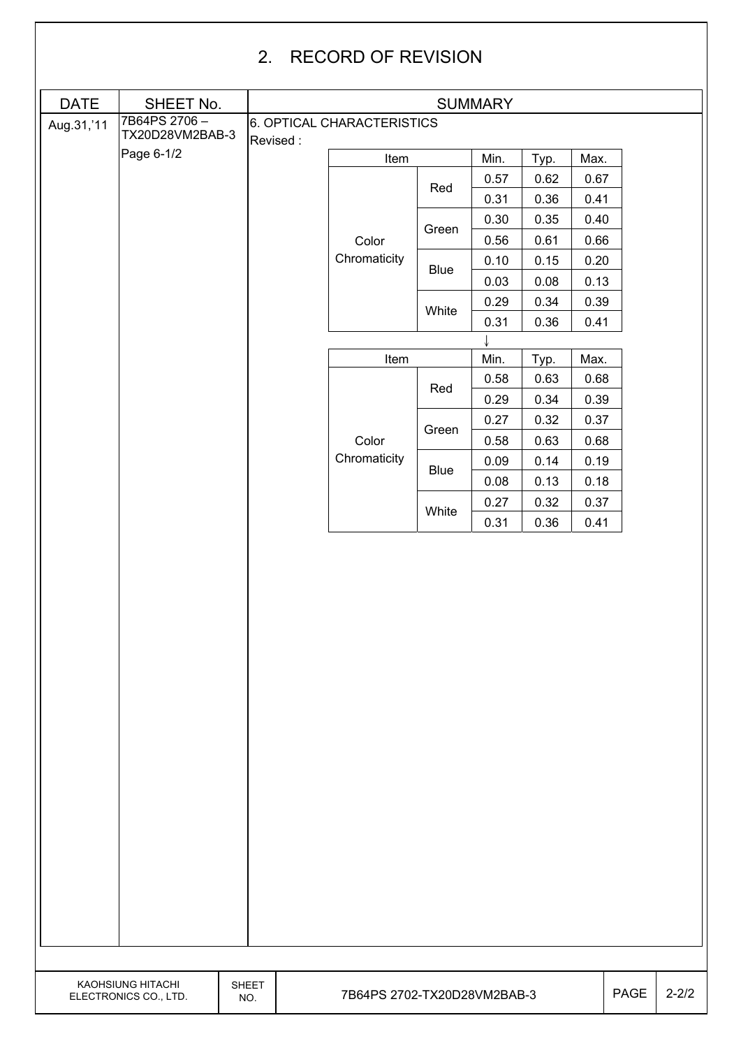## 2. RECORD OF REVISION

| DATE | SHEET No. | SUMMARY |
|---|---|---|
| Aug.31,'11 | 7B64PS 2706 – TX20D28VM2BAB-3 Page 6-1/2 | 6. OPTICAL CHARACTERISTICS Revised : |

| Item | | Min. | Typ. | Max. |
|---|---|---|---|---|
| Color Chromaticity | Red | 0.57 | 0.62 | 0.67 |
| | | 0.31 | 0.36 | 0.41 |
| | Green | 0.30 | 0.35 | 0.40 |
| | | 0.56 | 0.61 | 0.66 |
| | Blue | 0.10 | 0.15 | 0.20 |
| | | 0.03 | 0.08 | 0.13 |
| | White | 0.29 | 0.34 | 0.39 |
| | | 0.31 | 0.36 | 0.41 |

↓

| Item | | Min. | Typ. | Max. |
|---|---|---|---|---|
| Color Chromaticity | Red | 0.58 | 0.63 | 0.68 |
| | | 0.29 | 0.34 | 0.39 |
| | Green | 0.27 | 0.32 | 0.37 |
| | | 0.58 | 0.63 | 0.68 |
| | Blue | 0.09 | 0.14 | 0.19 |
| | | 0.08 | 0.13 | 0.18 |
| | White | 0.27 | 0.32 | 0.37 |
| | | 0.31 | 0.36 | 0.41 |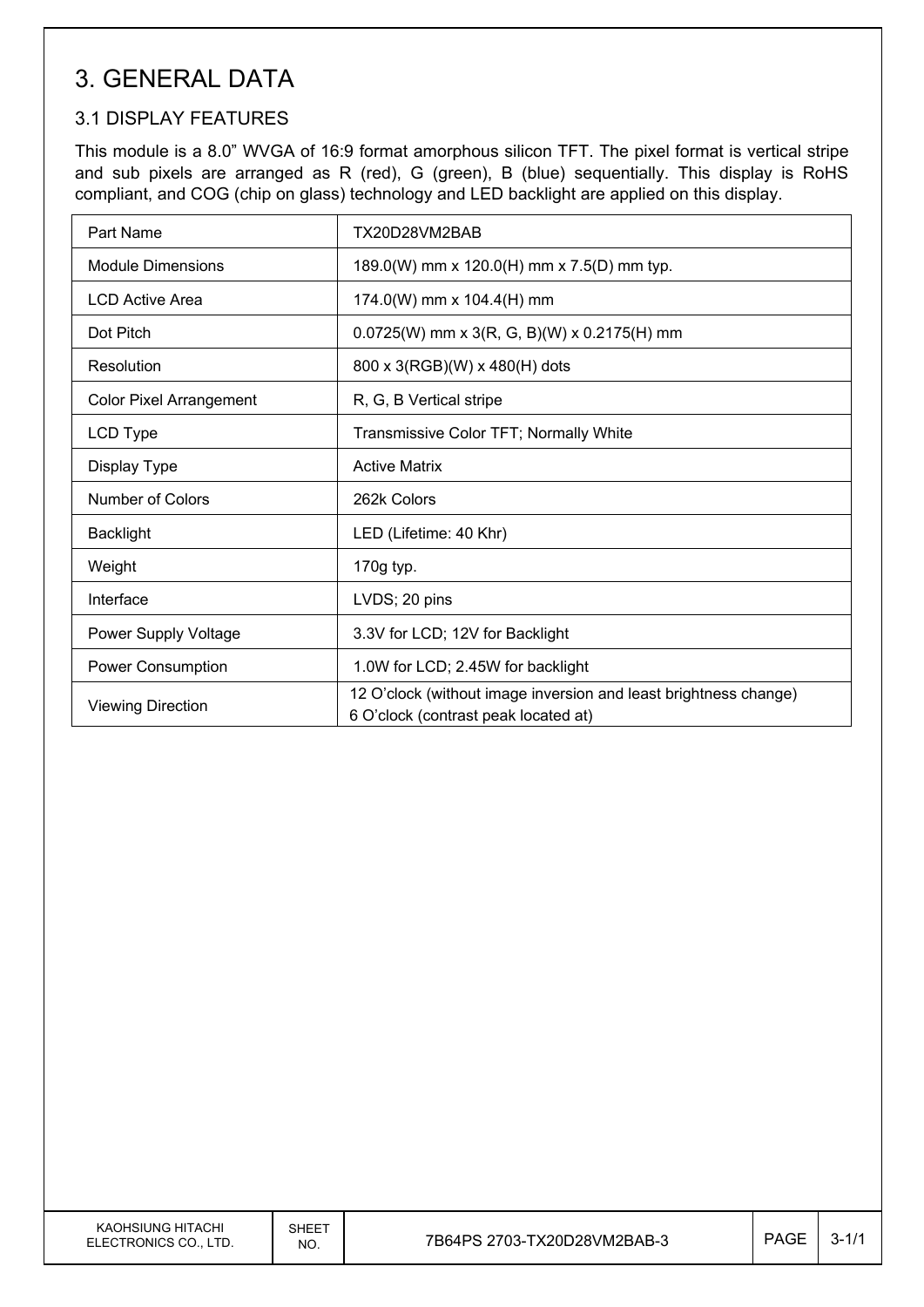# 3. GENERAL DATA

## 3.1 DISPLAY FEATURES

This module is a 8.0" WVGA of 16:9 format amorphous silicon TFT. The pixel format is vertical stripe and sub pixels are arranged as R (red), G (green), B (blue) sequentially. This display is RoHS compliant, and COG (chip on glass) technology and LED backlight are applied on this display.

| | |
|---|---|
| Part Name | TX20D28VM2BAB |
| Module Dimensions | 189.0(W) mm x 120.0(H) mm x 7.5(D) mm typ. |
| LCD Active Area | 174.0(W) mm x 104.4(H) mm |
| Dot Pitch | 0.0725(W) mm x 3(R, G, B)(W) x 0.2175(H) mm |
| Resolution | 800 x 3(RGB)(W) x 480(H) dots |
| Color Pixel Arrangement | R, G, B Vertical stripe |
| LCD Type | Transmissive Color TFT; Normally White |
| Display Type | Active Matrix |
| Number of Colors | 262k Colors |
| Backlight | LED (Lifetime: 40 Khr) |
| Weight | 170g typ. |
| Interface | LVDS; 20 pins |
| Power Supply Voltage | 3.3V for LCD; 12V for Backlight |
| Power Consumption | 1.0W for LCD; 2.45W for backlight |
| Viewing Direction | 12 O'clock (without image inversion and least brightness change)<br>6 O'clock (contrast peak located at) |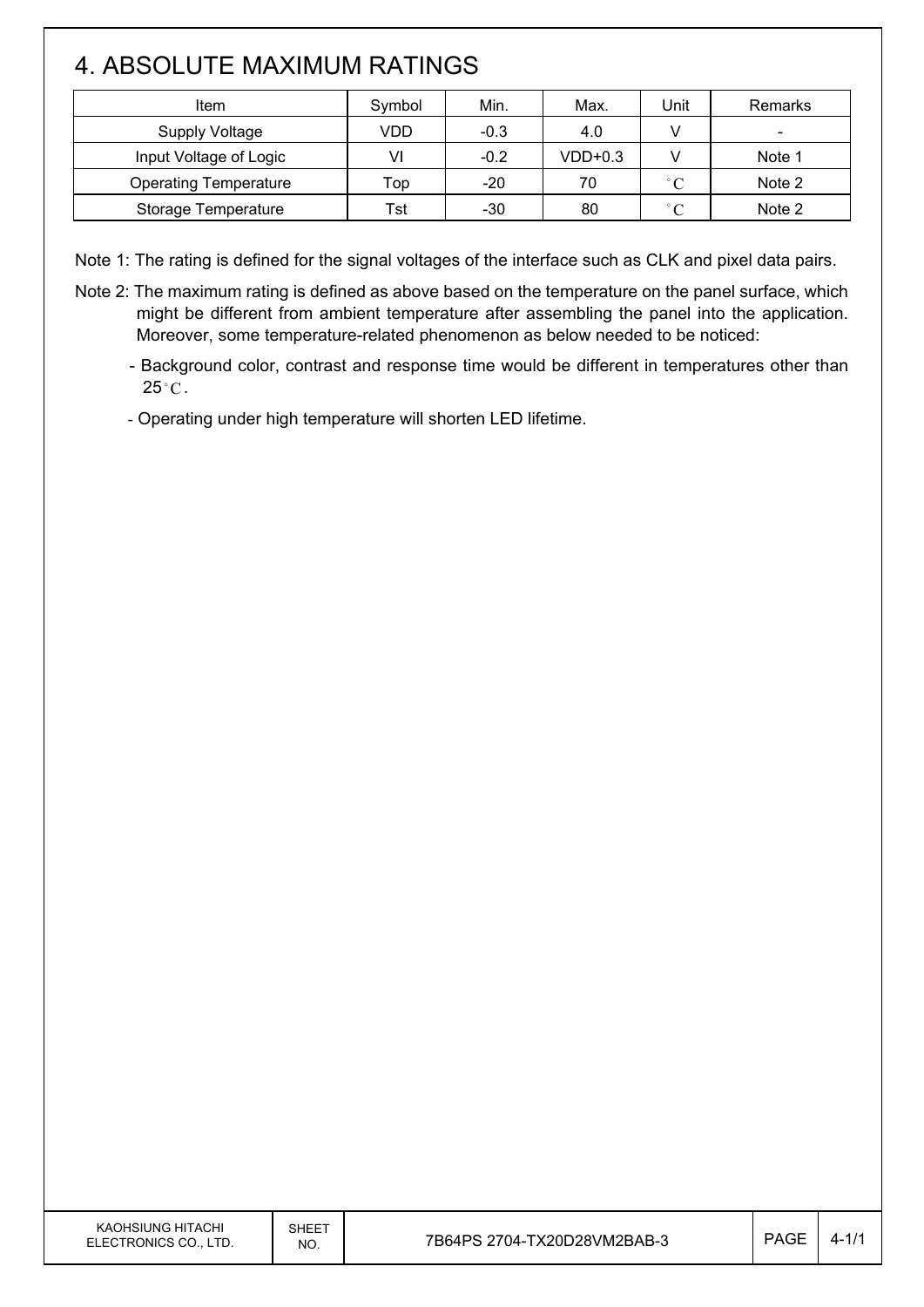## 4. ABSOLUTE MAXIMUM RATINGS

| Item | Symbol | Min. | Max. | Unit | Remarks |
|---|---|---|---|---|---|
| Supply Voltage | VDD | -0.3 | 4.0 | V | - |
| Input Voltage of Logic | VI | -0.2 | VDD+0.3 | V | Note 1 |
| Operating Temperature | Top | -20 | 70 | °C | Note 2 |
| Storage Temperature | Tst | -30 | 80 | °C | Note 2 |

Note 1: The rating is defined for the signal voltages of the interface such as CLK and pixel data pairs.

Note 2: The maximum rating is defined as above based on the temperature on the panel surface, which might be different from ambient temperature after assembling the panel into the application. Moreover, some temperature-related phenomenon as below needed to be noticed:

- Background color, contrast and response time would be different in temperatures other than 25°C.
- Operating under high temperature will shorten LED lifetime.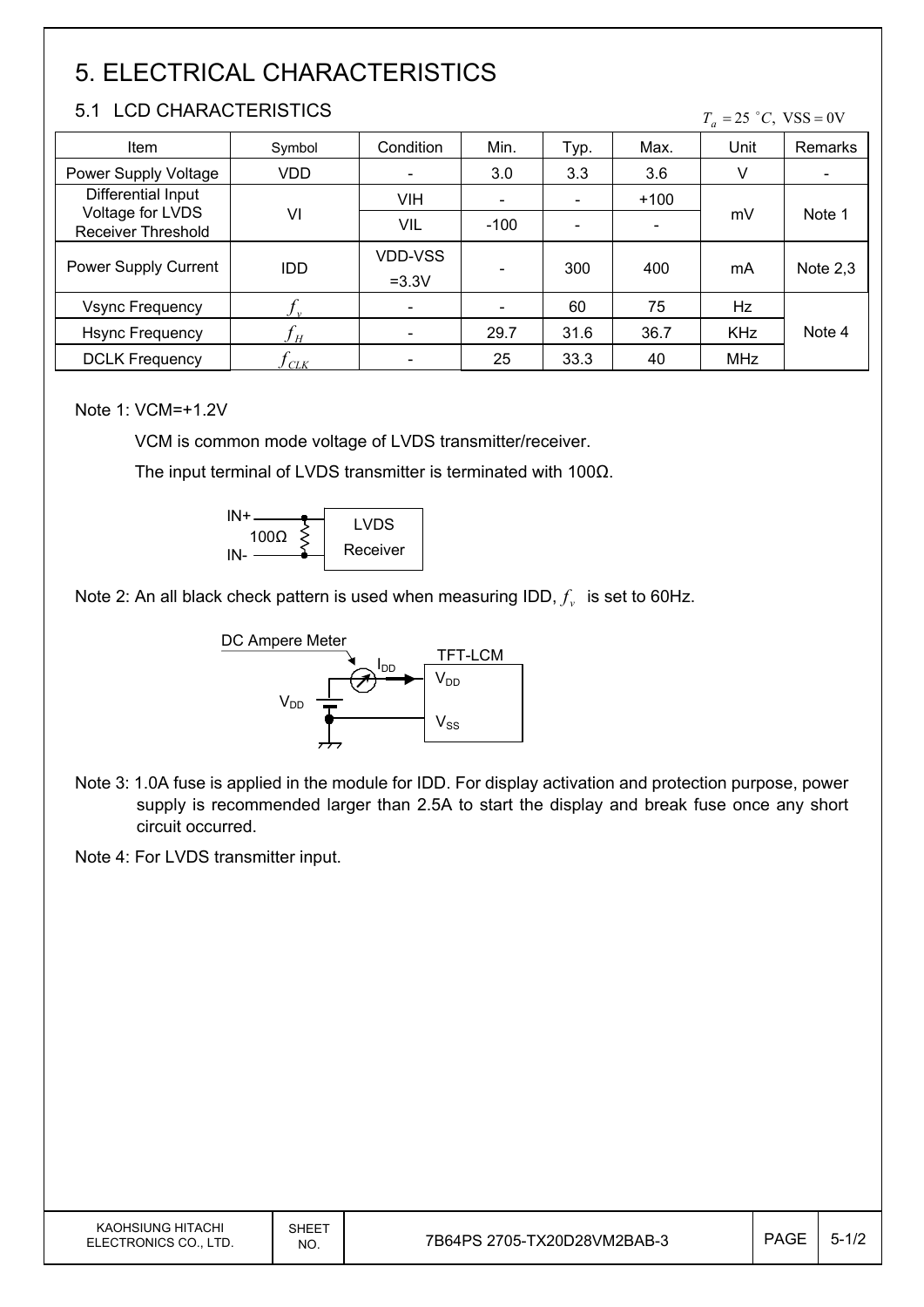# 5. ELECTRICAL CHARACTERISTICS

## 5.1 LCD CHARACTERISTICS

$T_a = 25\ ^\circ C,\ \mathrm{VSS} = 0\mathrm{V}$

| Item | Symbol | Condition | Min. | Typ. | Max. | Unit | Remarks |
|---|---|---|---|---|---|---|---|
| Power Supply Voltage | VDD | - | 3.0 | 3.3 | 3.6 | V | - |
| Differential Input Voltage for LVDS Receiver Threshold | VI | VIH | - | - | +100 | mV | Note 1 |
| | | VIL | -100 | - | - | | |
| Power Supply Current | IDD | VDD-VSS =3.3V | - | 300 | 400 | mA | Note 2,3 |
| Vsync Frequency | $f_v$ | - | - | 60 | 75 | Hz | Note 4 |
| Hsync Frequency | $f_H$ | - | 29.7 | 31.6 | 36.7 | KHz | |
| DCLK Frequency | $f_{CLK}$ | - | 25 | 33.3 | 40 | MHz | |

Note 1: VCM=+1.2V

VCM is common mode voltage of LVDS transmitter/receiver.

The input terminal of LVDS transmitter is terminated with 100Ω.

IN+
100Ω
IN-
LVDS Receiver

Note 2: An all black check pattern is used when measuring IDD, $f_v$ is set to 60Hz.

DC Ampere Meter
$I_{DD}$
TFT-LCM
$V_{DD}$
$V_{DD}$
$V_{SS}$

Note 3: 1.0A fuse is applied in the module for IDD. For display activation and protection purpose, power supply is recommended larger than 2.5A to start the display and break fuse once any short circuit occurred.

Note 4: For LVDS transmitter input.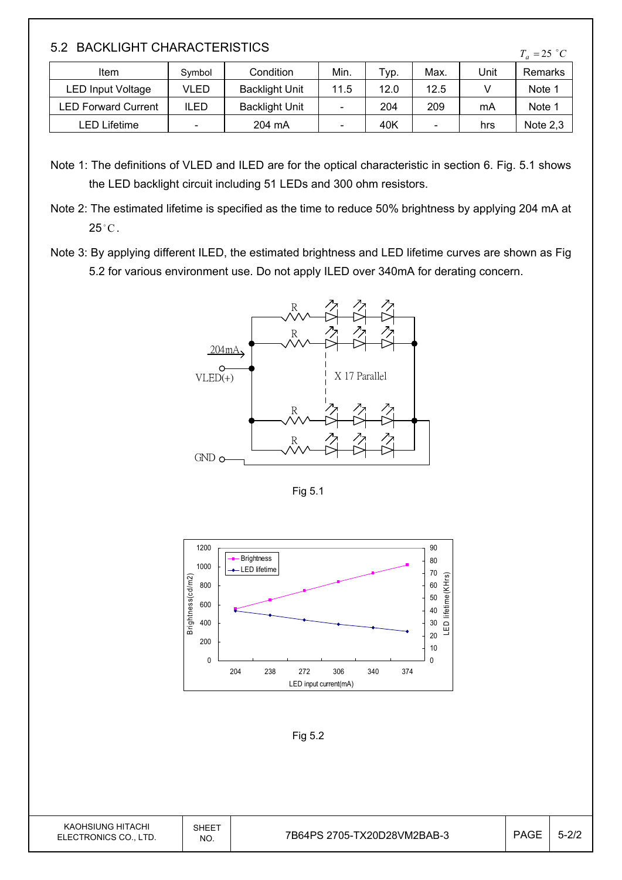## 5.2 BACKLIGHT CHARACTERISTICS

$T_a = 25\ ^\circ C$

| Item | Symbol | Condition | Min. | Typ. | Max. | Unit | Remarks |
|---|---|---|---|---|---|---|---|
| LED Input Voltage | VLED | Backlight Unit | 11.5 | 12.0 | 12.5 | V | Note 1 |
| LED Forward Current | ILED | Backlight Unit | - | 204 | 209 | mA | Note 1 |
| LED Lifetime | - | 204 mA | - | 40K | - | hrs | Note 2,3 |

Note 1: The definitions of VLED and ILED are for the optical characteristic in section 6. Fig. 5.1 shows the LED backlight circuit including 51 LEDs and 300 ohm resistors.

Note 2: The estimated lifetime is specified as the time to reduce 50% brightness by applying 204 mA at 25°C.

Note 3: By applying different ILED, the estimated brightness and LED lifetime curves are shown as Fig 5.2 for various environment use. Do not apply ILED over 340mA for derating concern.

R
R
204mA
VLED(+)
X 17 Parallel
R
R
GND

Fig 5.1

Brightness
LED lifetime
Brightness(cd/m2)
LED lifetime(KHrs)
1200
1000
800
600
400
200
0
90
80
70
60
50
40
30
20
10
0
204 238 272 306 340 374
LED input current(mA)

Fig 5.2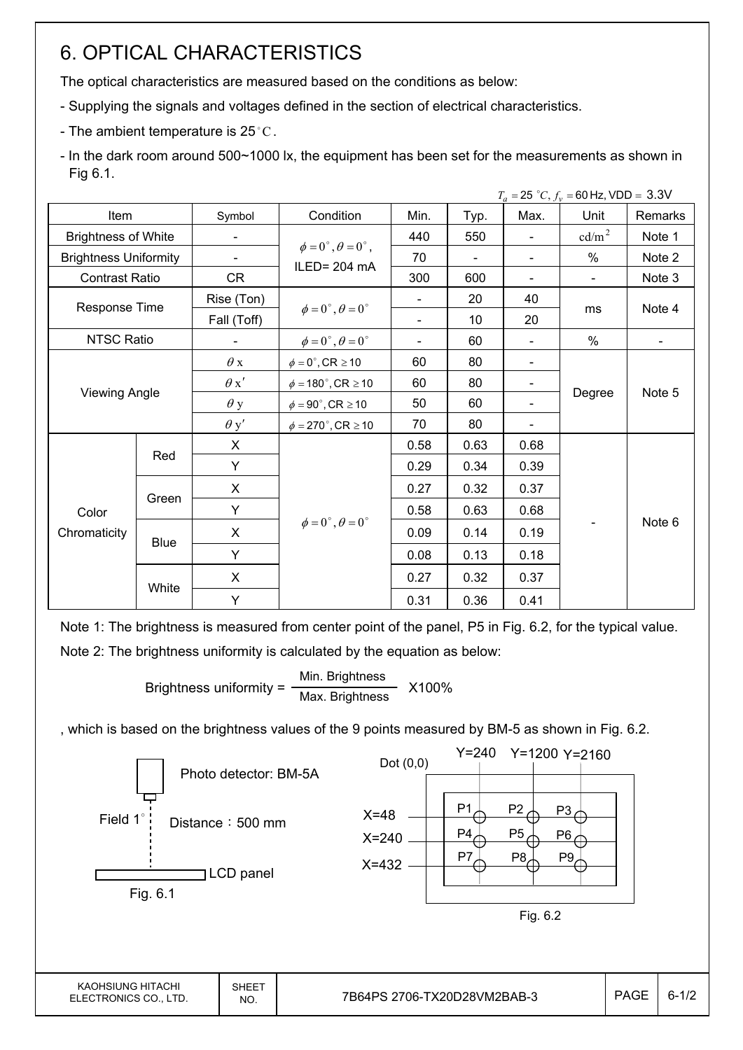# 6. OPTICAL CHARACTERISTICS

The optical characteristics are measured based on the conditions as below:

- Supplying the signals and voltages defined in the section of electrical characteristics.
- The ambient temperature is 25°C.
- In the dark room around 500~1000 lx, the equipment has been set for the measurements as shown in Fig 6.1.

$T_a = 25\ ^{\circ}C,\ f_v = 60$ Hz, VDD = 3.3V

| Item | | Symbol | Condition | Min. | Typ. | Max. | Unit | Remarks |
|---|---|---|---|---|---|---|---|---|
| Brightness of White | | - | $\phi = 0^{\circ}, \theta = 0^{\circ}$, ILED= 204 mA | 440 | 550 | - | $cd/m^2$ | Note 1 |
| Brightness Uniformity | | - | | 70 | - | - | % | Note 2 |
| Contrast Ratio | | CR | | 300 | 600 | - | - | Note 3 |
| Response Time | | Rise (Ton) | $\phi = 0^{\circ}, \theta = 0^{\circ}$ | - | 20 | 40 | ms | Note 4 |
| | | Fall (Toff) | | - | 10 | 20 | | |
| NTSC Ratio | | - | $\phi = 0^{\circ}, \theta = 0^{\circ}$ | - | 60 | - | % | - |
| Viewing Angle | | $\theta$ x | $\phi = 0^{\circ}$, CR $\geq 10$ | 60 | 80 | - | Degree | Note 5 |
| | | $\theta$ x' | $\phi = 180^{\circ}$, CR $\geq 10$ | 60 | 80 | - | | |
| | | $\theta$ y | $\phi = 90^{\circ}$, CR $\geq 10$ | 50 | 60 | - | | |
| | | $\theta$ y' | $\phi = 270^{\circ}$, CR $\geq 10$ | 70 | 80 | - | | |
| Color Chromaticity | Red | X | $\phi = 0^{\circ}, \theta = 0^{\circ}$ | 0.58 | 0.63 | 0.68 | - | Note 6 |
| | | Y | | 0.29 | 0.34 | 0.39 | | |
| | Green | X | | 0.27 | 0.32 | 0.37 | | |
| | | Y | | 0.58 | 0.63 | 0.68 | | |
| | Blue | X | | 0.09 | 0.14 | 0.19 | | |
| | | Y | | 0.08 | 0.13 | 0.18 | | |
| | White | X | | 0.27 | 0.32 | 0.37 | | |
| | | Y | | 0.31 | 0.36 | 0.41 | | |

Note 1: The brightness is measured from center point of the panel, P5 in Fig. 6.2, for the typical value.

Note 2: The brightness uniformity is calculated by the equation as below:

$$\text{Brightness uniformity} = \frac{\text{Min. Brightness}}{\text{Max. Brightness}} \text{ X100\%}$$

, which is based on the brightness values of the 9 points measured by BM-5 as shown in Fig. 6.2.

Photo detector: BM-5A

Field 1°

Distance：500 mm

LCD panel

Fig. 6.1

Dot (0,0)

Y=240 Y=1200 Y=2160

X=48

X=240

X=432

P1 P2 P3

P4 P5 P6

P7 P8 P9

Fig. 6.2

KAOHSIUNG HITACHI ELECTRONICS CO., LTD. | SHEET NO. | 7B64PS 2706-TX20D28VM2BAB-3 | PAGE | 6-1/2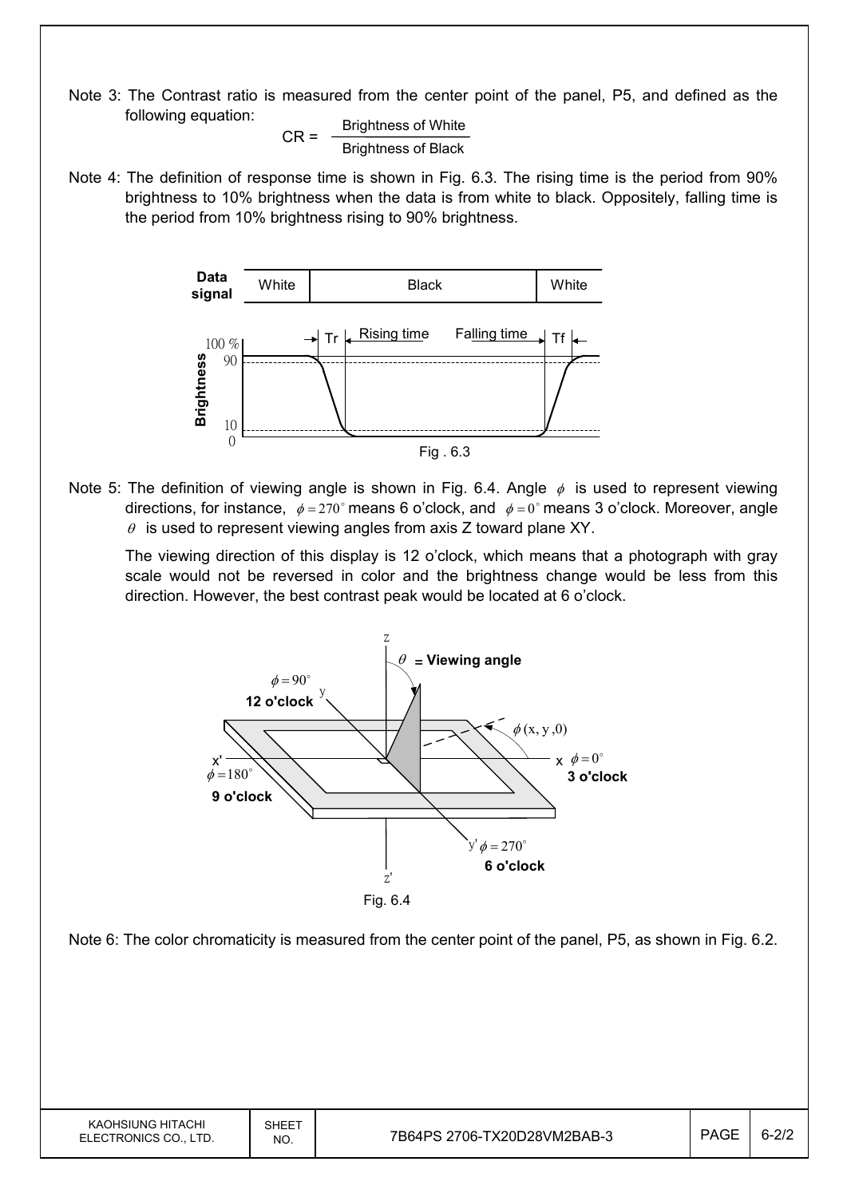Note 3: The Contrast ratio is measured from the center point of the panel, P5, and defined as the following equation:

$$CR = \frac{\text{Brightness of White}}{\text{Brightness of Black}}$$

Note 4: The definition of response time is shown in Fig. 6.3. The rising time is the period from 90% brightness to 10% brightness when the data is from white to black. Oppositely, falling time is the period from 10% brightness rising to 90% brightness.

Fig . 6.3

Note 5: The definition of viewing angle is shown in Fig. 6.4. Angle $\phi$ is used to represent viewing directions, for instance, $\phi = 270^\circ$ means 6 o'clock, and $\phi = 0^\circ$ means 3 o'clock. Moreover, angle $\theta$ is used to represent viewing angles from axis Z toward plane XY.

The viewing direction of this display is 12 o'clock, which means that a photograph with gray scale would not be reversed in color and the brightness change would be less from this direction. However, the best contrast peak would be located at 6 o'clock.

Fig. 6.4

Note 6: The color chromaticity is measured from the center point of the panel, P5, as shown in Fig. 6.2.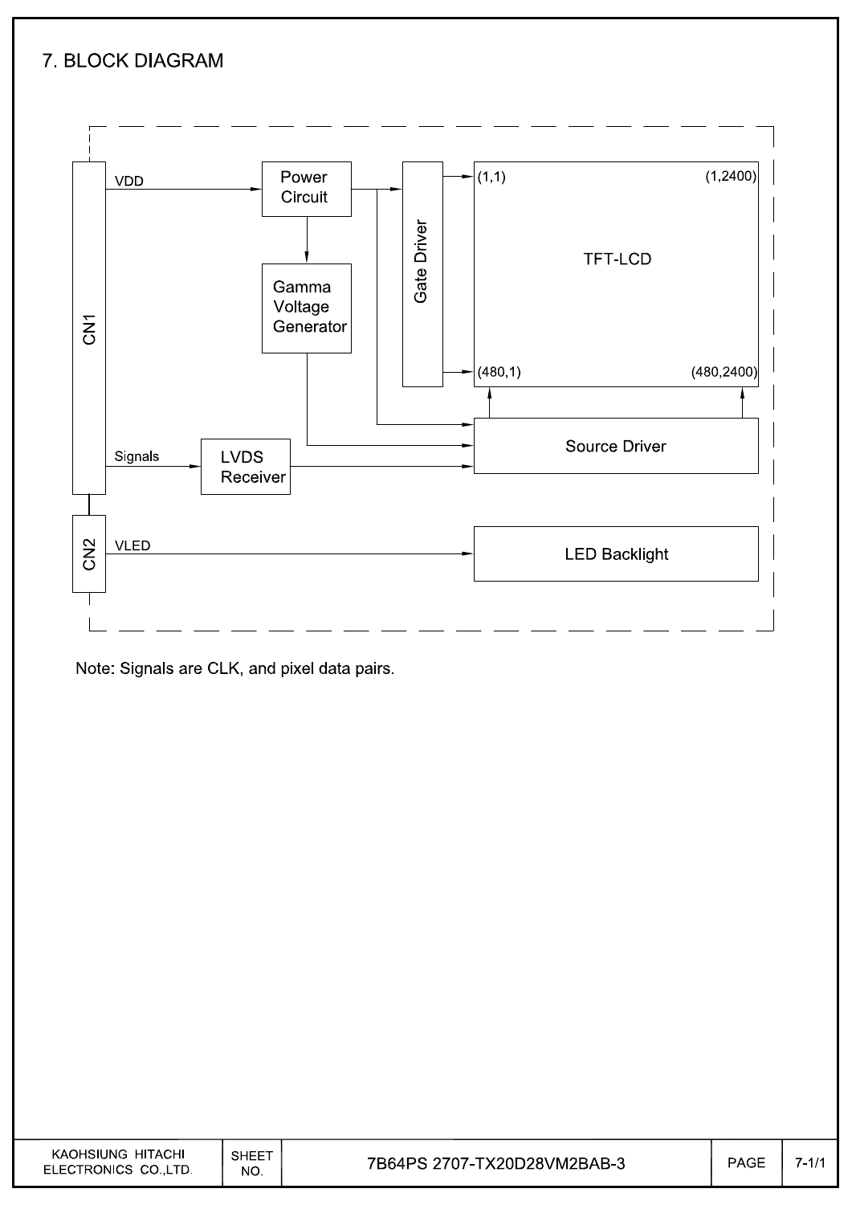## 7. BLOCK DIAGRAM

CN1

VDD

Power Circuit

Gamma Voltage Generator

Gate Driver

(1,1)

(1,2400)

TFT-LCD

(480,1)

(480,2400)

Source Driver

Signals

LVDS Receiver

CN2

VLED

LED Backlight

Note: Signals are CLK, and pixel data pairs.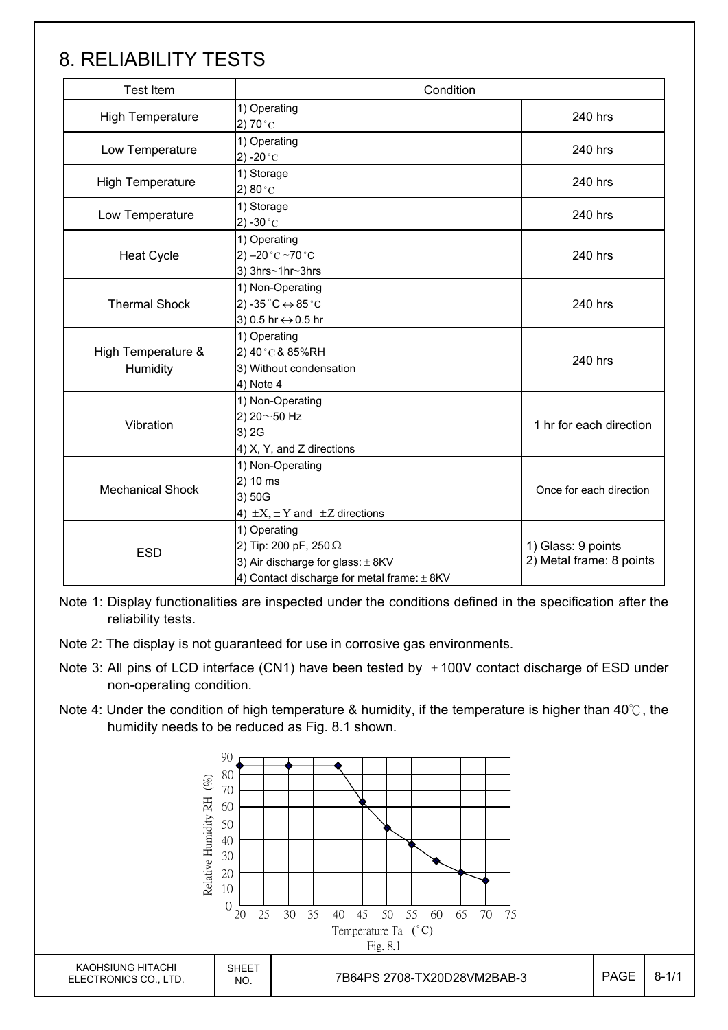# 8. RELIABILITY TESTS

| Test Item | Condition | |
|---|---|---|
| High Temperature | 1) Operating<br>2) 70 °C | 240 hrs |
| Low Temperature | 1) Operating<br>2) -20 °C | 240 hrs |
| High Temperature | 1) Storage<br>2) 80 °C | 240 hrs |
| Low Temperature | 1) Storage<br>2) -30 °C | 240 hrs |
| Heat Cycle | 1) Operating<br>2) –20 °C ~70 °C<br>3) 3hrs~1hr~3hrs | 240 hrs |
| Thermal Shock | 1) Non-Operating<br>2) -35 °C ↔ 85 °C<br>3) 0.5 hr ↔ 0.5 hr | 240 hrs |
| High Temperature & Humidity | 1) Operating<br>2) 40 °C & 85%RH<br>3) Without condensation<br>4) Note 4 | 240 hrs |
| Vibration | 1) Non-Operating<br>2) 20～50 Hz<br>3) 2G<br>4) X, Y, and Z directions | 1 hr for each direction |
| Mechanical Shock | 1) Non-Operating<br>2) 10 ms<br>3) 50G<br>4) ±X, ± Y and ±Z directions | Once for each direction |
| ESD | 1) Operating<br>2) Tip: 200 pF, 250 Ω<br>3) Air discharge for glass: ± 8KV<br>4) Contact discharge for metal frame: ± 8KV | 1) Glass: 9 points<br>2) Metal frame: 8 points |

Note 1: Display functionalities are inspected under the conditions defined in the specification after the reliability tests.

Note 2: The display is not guaranteed for use in corrosive gas environments.

Note 3: All pins of LCD interface (CN1) have been tested by ±100V contact discharge of ESD under non-operating condition.

Note 4: Under the condition of high temperature & humidity, if the temperature is higher than 40℃, the humidity needs to be reduced as Fig. 8.1 shown.

Relative Humidity RH (%)

90
80
70
60
50
40
30
20
10
0

20 25 30 35 40 45 50 55 60 65 70 75

Temperature Ta (°C)

Fig. 8.1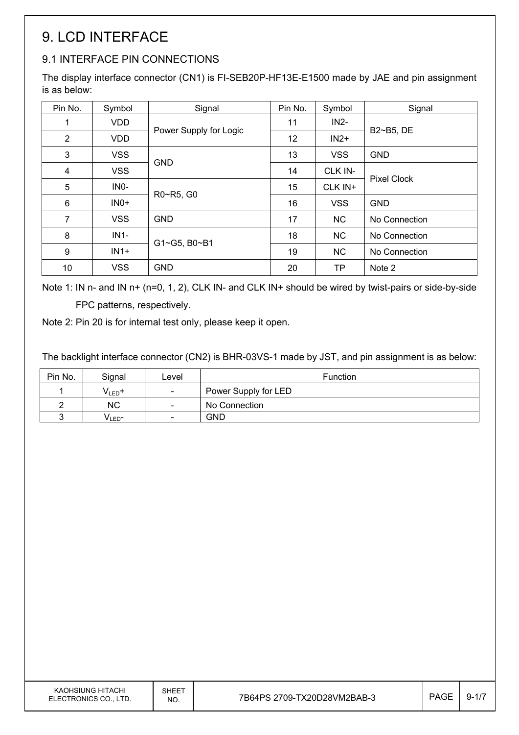# 9. LCD INTERFACE

## 9.1 INTERFACE PIN CONNECTIONS

The display interface connector (CN1) is FI-SEB20P-HF13E-E1500 made by JAE and pin assignment is as below:

| Pin No. | Symbol | Signal | Pin No. | Symbol | Signal |
|---|---|---|---|---|---|
| 1 | VDD | Power Supply for Logic | 11 | IN2- | B2~B5, DE |
| 2 | VDD | | 12 | IN2+ | |
| 3 | VSS | GND | 13 | VSS | GND |
| 4 | VSS | | 14 | CLK IN- | Pixel Clock |
| 5 | IN0- | R0~R5, G0 | 15 | CLK IN+ | |
| 6 | IN0+ | | 16 | VSS | GND |
| 7 | VSS | GND | 17 | NC | No Connection |
| 8 | IN1- | G1~G5, B0~B1 | 18 | NC | No Connection |
| 9 | IN1+ | | 19 | NC | No Connection |
| 10 | VSS | GND | 20 | TP | Note 2 |

Note 1: IN n- and IN n+ (n=0, 1, 2), CLK IN- and CLK IN+ should be wired by twist-pairs or side-by-side FPC patterns, respectively.

Note 2: Pin 20 is for internal test only, please keep it open.

The backlight interface connector (CN2) is BHR-03VS-1 made by JST, and pin assignment is as below:

| Pin No. | Signal | Level | Function |
|---|---|---|---|
| 1 | $V_{LED}$+ | - | Power Supply for LED |
| 2 | NC | - | No Connection |
| 3 | $V_{LED}$- | - | GND |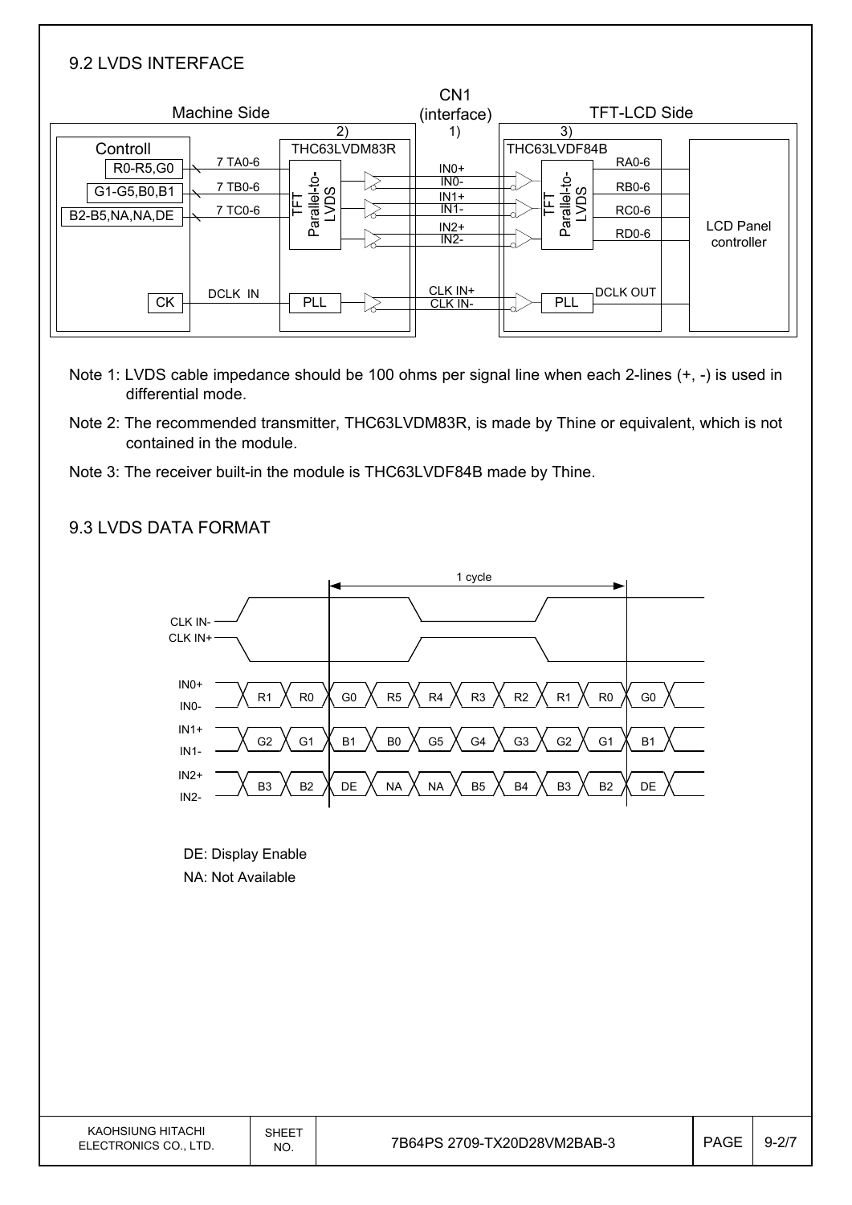## 9.2 LVDS INTERFACE

Machine Side

CN1 (interface) 1)

TFT-LCD Side

Controll

R0-R5,G0

G1-G5,B0,B1

B2-B5,NA,NA,DE

CK

7 TA0-6

7 TB0-6

7 TC0-6

DCLK IN

2) THC63LVDM83R

TFT Parallel-to-LVDS

PLL

IN0+

IN0-

IN1+

IN1-

IN2+

IN2-

CLK IN+

CLK IN-

3) THC63LVDF84B

TFT Parallel-to-LVDS

PLL

RA0-6

RB0-6

RC0-6

RD0-6

DCLK OUT

LCD Panel controller

Note 1: LVDS cable impedance should be 100 ohms per signal line when each 2-lines (+, -) is used in differential mode.

Note 2: The recommended transmitter, THC63LVDM83R, is made by Thine or equivalent, which is not contained in the module.

Note 3: The receiver built-in the module is THC63LVDF84B made by Thine.

## 9.3 LVDS DATA FORMAT

1 cycle

CLK IN-

CLK IN+

IN0+ / IN0-: R1 R0 G0 R5 R4 R3 R2 R1 R0 G0

IN1+ / IN1-: G2 G1 B1 B0 G5 G4 G3 G2 G1 B1

IN2+ / IN2-: B3 B2 DE NA NA B5 B4 B3 B2 DE

DE: Display Enable

NA: Not Available

KAOHSIUNG HITACHI ELECTRONICS CO., LTD. | SHEET NO. 7B64PS 2709-TX20D28VM2BAB-3 | PAGE 9-2/7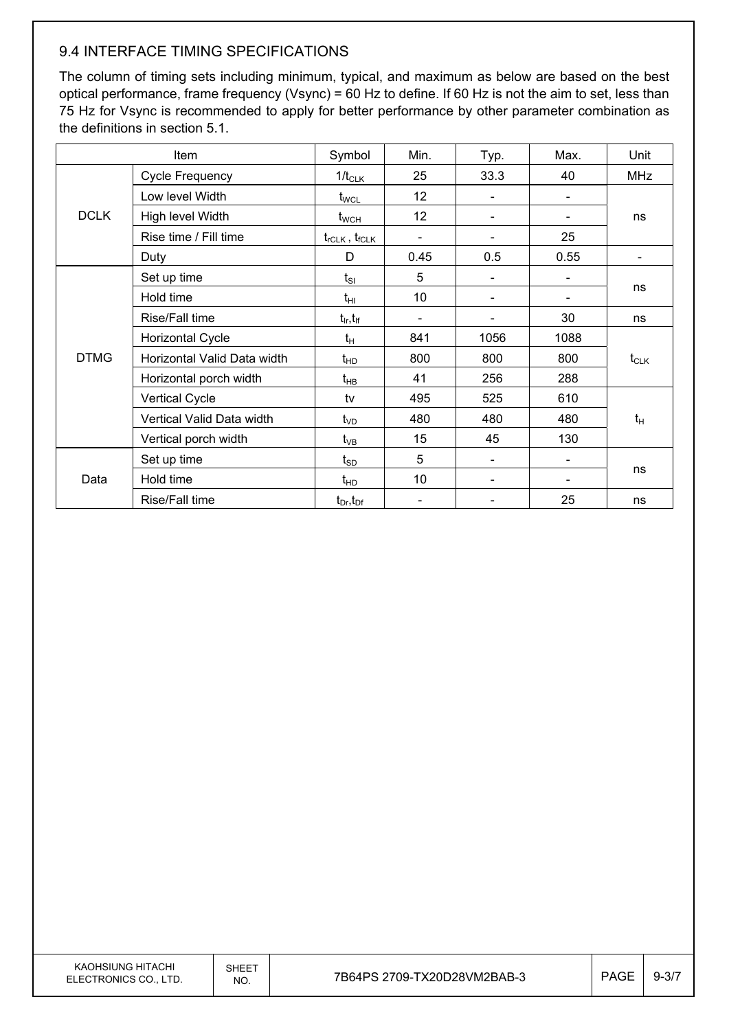## 9.4 INTERFACE TIMING SPECIFICATIONS

The column of timing sets including minimum, typical, and maximum as below are based on the best optical performance, frame frequency (Vsync) = 60 Hz to define. If 60 Hz is not the aim to set, less than 75 Hz for Vsync is recommended to apply for better performance by other parameter combination as the definitions in section 5.1.

| Item | | Symbol | Min. | Typ. | Max. | Unit |
|---|---|---|---|---|---|---|
| DCLK | Cycle Frequency | $1/t_{CLK}$ | 25 | 33.3 | 40 | MHz |
| | Low level Width | $t_{WCL}$ | 12 | - | - | ns |
| | High level Width | $t_{WCH}$ | 12 | - | - | |
| | Rise time / Fill time | $t_{rCLK}$ , $t_{fCLK}$ | - | - | 25 | |
| | Duty | D | 0.45 | 0.5 | 0.55 | - |
| DTMG | Set up time | $t_{SI}$ | 5 | - | - | ns |
| | Hold time | $t_{HI}$ | 10 | - | - | |
| | Rise/Fall time | $t_{Ir}$,$t_{If}$ | - | - | 30 | ns |
| | Horizontal Cycle | $t_H$ | 841 | 1056 | 1088 | $t_{CLK}$ |
| | Horizontal Valid Data width | $t_{HD}$ | 800 | 800 | 800 | |
| | Horizontal porch width | $t_{HB}$ | 41 | 256 | 288 | |
| | Vertical Cycle | tv | 495 | 525 | 610 | $t_H$ |
| | Vertical Valid Data width | $t_{VD}$ | 480 | 480 | 480 | |
| | Vertical porch width | $t_{VB}$ | 15 | 45 | 130 | |
| Data | Set up time | $t_{SD}$ | 5 | - | - | ns |
| | Hold time | $t_{HD}$ | 10 | - | - | |
| | Rise/Fall time | $t_{Dr}$,$t_{Df}$ | - | - | 25 | ns |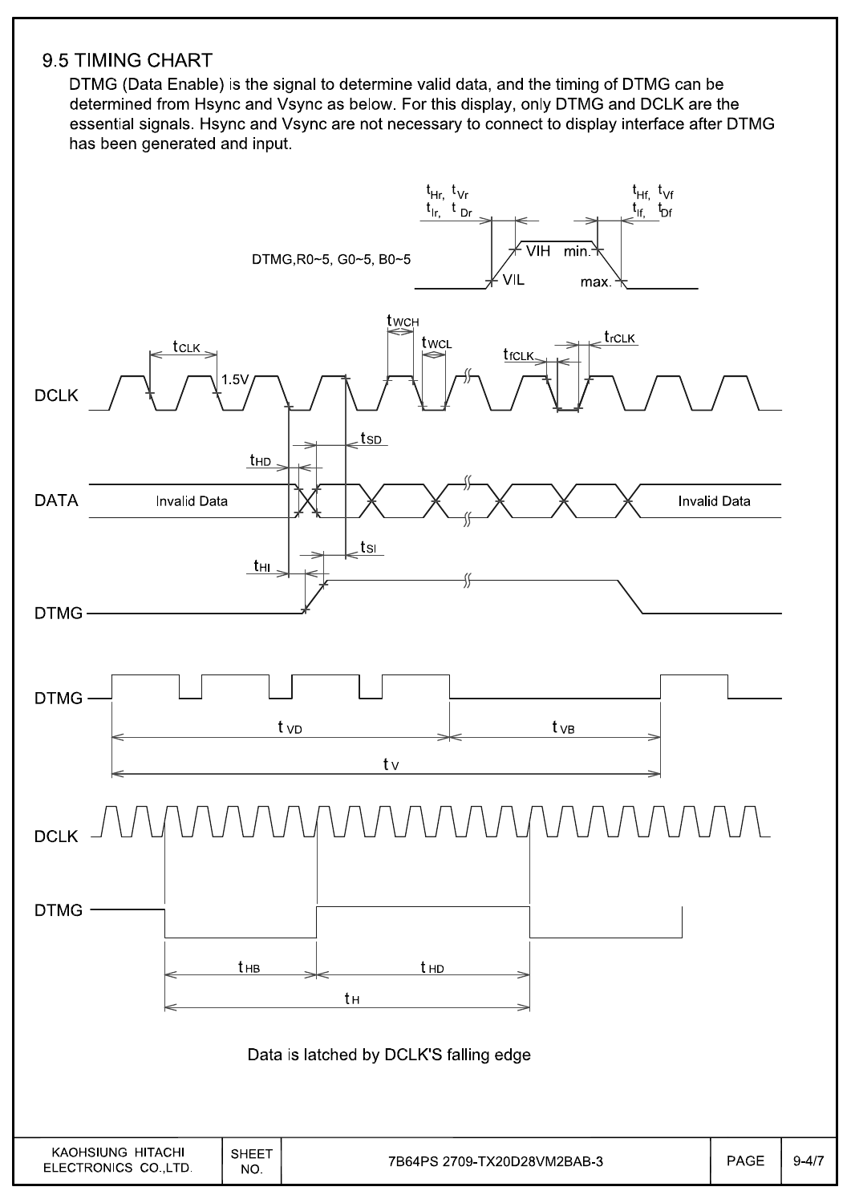## 9.5 TIMING CHART

DTMG (Data Enable) is the signal to determine valid data, and the timing of DTMG can be determined from Hsync and Vsync as below. For this display, only DTMG and DCLK are the essential signals. Hsync and Vsync are not necessary to connect to display interface after DTMG has been generated and input.

$t_{Hr}$, $t_{Vr}$

$t_{Ir}$, $t_{Dr}$

$t_{Hf}$, $t_{Vf}$

$t_{If}$, $t_{Df}$

DTMG,R0~5, G0~5, B0~5

VIH min.

VIL max.

$t_{CLK}$

1.5V

$t_{WCH}$

$t_{WCL}$

$t_{fCLK}$

$t_{rCLK}$

DCLK

$t_{SD}$

$t_{HD}$

DATA

Invalid Data

Invalid Data

$t_{SI}$

$t_{HI}$

DTMG

DTMG

$t_{VD}$

$t_{VB}$

$t_V$

DCLK

DTMG

$t_{HB}$

$t_{HD}$

$t_H$

Data is latched by DCLK'S falling edge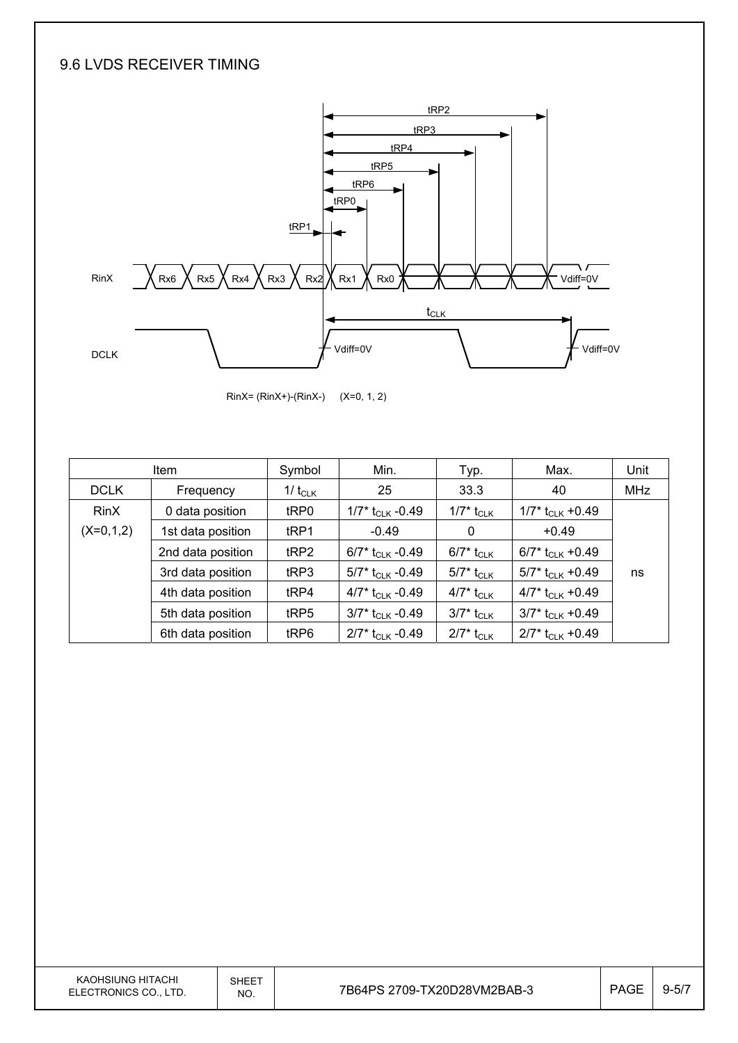## 9.6 LVDS RECEIVER TIMING

tRP2
tRP3
tRP4
tRP5
tRP6
tRP0
tRP1

RinX Rx6 Rx5 Rx4 Rx3 Rx2 Rx1 Rx0 Vdiff=0V

$t_{CLK}$

DCLK Vdiff=0V Vdiff=0V

RinX= (RinX+)-(RinX-) (X=0, 1, 2)

| Item | | Symbol | Min. | Typ. | Max. | Unit |
|---|---|---|---|---|---|---|
| DCLK | Frequency | $1/t_{CLK}$ | 25 | 33.3 | 40 | MHz |
| RinX (X=0,1,2) | 0 data position | tRP0 | $1/7 * t_{CLK} - 0.49$ | $1/7 * t_{CLK}$ | $1/7 * t_{CLK} + 0.49$ | ns |
| | 1st data position | tRP1 | -0.49 | 0 | +0.49 | |
| | 2nd data position | tRP2 | $6/7 * t_{CLK} - 0.49$ | $6/7 * t_{CLK}$ | $6/7 * t_{CLK} + 0.49$ | |
| | 3rd data position | tRP3 | $5/7 * t_{CLK} - 0.49$ | $5/7 * t_{CLK}$ | $5/7 * t_{CLK} + 0.49$ | |
| | 4th data position | tRP4 | $4/7 * t_{CLK} - 0.49$ | $4/7 * t_{CLK}$ | $4/7 * t_{CLK} + 0.49$ | |
| | 5th data position | tRP5 | $3/7 * t_{CLK} - 0.49$ | $3/7 * t_{CLK}$ | $3/7 * t_{CLK} + 0.49$ | |
| | 6th data position | tRP6 | $2/7 * t_{CLK} - 0.49$ | $2/7 * t_{CLK}$ | $2/7 * t_{CLK} + 0.49$ | |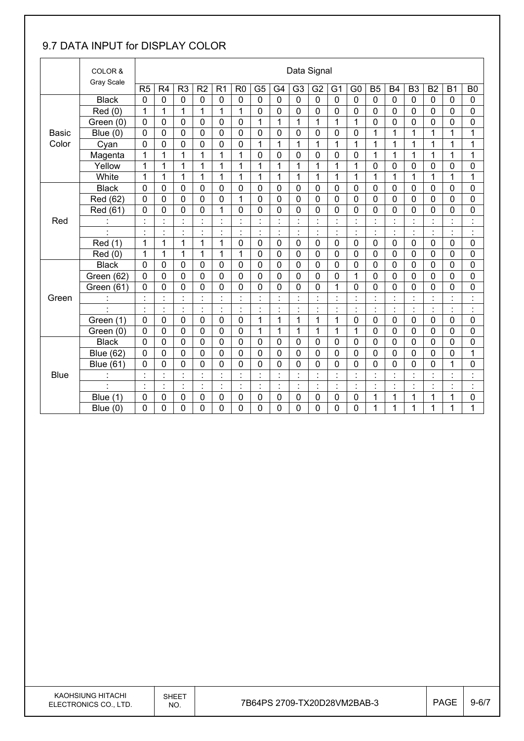## 9.7 DATA INPUT for DISPLAY COLOR

| | COLOR & Gray Scale | Data Signal | | | | | | | | | | | | | | | | | |
|---|---|---|---|---|---|---|---|---|---|---|---|---|---|---|---|---|---|---|---|
| | | R5 | R4 | R3 | R2 | R1 | R0 | G5 | G4 | G3 | G2 | G1 | G0 | B5 | B4 | B3 | B2 | B1 | B0 |
| Basic Color | Black | 0 | 0 | 0 | 0 | 0 | 0 | 0 | 0 | 0 | 0 | 0 | 0 | 0 | 0 | 0 | 0 | 0 | 0 |
| | Red (0) | 1 | 1 | 1 | 1 | 1 | 1 | 0 | 0 | 0 | 0 | 0 | 0 | 0 | 0 | 0 | 0 | 0 | 0 |
| | Green (0) | 0 | 0 | 0 | 0 | 0 | 0 | 1 | 1 | 1 | 1 | 1 | 1 | 0 | 0 | 0 | 0 | 0 | 0 |
| | Blue (0) | 0 | 0 | 0 | 0 | 0 | 0 | 0 | 0 | 0 | 0 | 0 | 0 | 1 | 1 | 1 | 1 | 1 | 1 |
| | Cyan | 0 | 0 | 0 | 0 | 0 | 0 | 1 | 1 | 1 | 1 | 1 | 1 | 1 | 1 | 1 | 1 | 1 | 1 |
| | Magenta | 1 | 1 | 1 | 1 | 1 | 1 | 0 | 0 | 0 | 0 | 0 | 0 | 1 | 1 | 1 | 1 | 1 | 1 |
| | Yellow | 1 | 1 | 1 | 1 | 1 | 1 | 1 | 1 | 1 | 1 | 1 | 1 | 0 | 0 | 0 | 0 | 0 | 0 |
| | White | 1 | 1 | 1 | 1 | 1 | 1 | 1 | 1 | 1 | 1 | 1 | 1 | 1 | 1 | 1 | 1 | 1 | 1 |
| Red | Black | 0 | 0 | 0 | 0 | 0 | 0 | 0 | 0 | 0 | 0 | 0 | 0 | 0 | 0 | 0 | 0 | 0 | 0 |
| | Red (62) | 0 | 0 | 0 | 0 | 0 | 1 | 0 | 0 | 0 | 0 | 0 | 0 | 0 | 0 | 0 | 0 | 0 | 0 |
| | Red (61) | 0 | 0 | 0 | 0 | 1 | 0 | 0 | 0 | 0 | 0 | 0 | 0 | 0 | 0 | 0 | 0 | 0 | 0 |
| | : | : | : | : | : | : | : | : | : | : | : | : | : | : | : | : | : | : | : |
| | : | : | : | : | : | : | : | : | : | : | : | : | : | : | : | : | : | : | : |
| | Red (1) | 1 | 1 | 1 | 1 | 1 | 0 | 0 | 0 | 0 | 0 | 0 | 0 | 0 | 0 | 0 | 0 | 0 | 0 |
| | Red (0) | 1 | 1 | 1 | 1 | 1 | 1 | 0 | 0 | 0 | 0 | 0 | 0 | 0 | 0 | 0 | 0 | 0 | 0 |
| Green | Black | 0 | 0 | 0 | 0 | 0 | 0 | 0 | 0 | 0 | 0 | 0 | 0 | 0 | 0 | 0 | 0 | 0 | 0 |
| | Green (62) | 0 | 0 | 0 | 0 | 0 | 0 | 0 | 0 | 0 | 0 | 0 | 1 | 0 | 0 | 0 | 0 | 0 | 0 |
| | Green (61) | 0 | 0 | 0 | 0 | 0 | 0 | 0 | 0 | 0 | 0 | 1 | 0 | 0 | 0 | 0 | 0 | 0 | 0 |
| | : | : | : | : | : | : | : | : | : | : | : | : | : | : | : | : | : | : | : |
| | : | : | : | : | : | : | : | : | : | : | : | : | : | : | : | : | : | : | : |
| | Green (1) | 0 | 0 | 0 | 0 | 0 | 0 | 1 | 1 | 1 | 1 | 1 | 0 | 0 | 0 | 0 | 0 | 0 | 0 |
| | Green (0) | 0 | 0 | 0 | 0 | 0 | 0 | 1 | 1 | 1 | 1 | 1 | 1 | 0 | 0 | 0 | 0 | 0 | 0 |
| Blue | Black | 0 | 0 | 0 | 0 | 0 | 0 | 0 | 0 | 0 | 0 | 0 | 0 | 0 | 0 | 0 | 0 | 0 | 0 |
| | Blue (62) | 0 | 0 | 0 | 0 | 0 | 0 | 0 | 0 | 0 | 0 | 0 | 0 | 0 | 0 | 0 | 0 | 0 | 1 |
| | Blue (61) | 0 | 0 | 0 | 0 | 0 | 0 | 0 | 0 | 0 | 0 | 0 | 0 | 0 | 0 | 0 | 0 | 1 | 0 |
| | : | : | : | : | : | : | : | : | : | : | : | : | : | : | : | : | : | : | : |
| | : | : | : | : | : | : | : | : | : | : | : | : | : | : | : | : | : | : | : |
| | Blue (1) | 0 | 0 | 0 | 0 | 0 | 0 | 0 | 0 | 0 | 0 | 0 | 0 | 1 | 1 | 1 | 1 | 1 | 0 |
| | Blue (0) | 0 | 0 | 0 | 0 | 0 | 0 | 0 | 0 | 0 | 0 | 0 | 0 | 1 | 1 | 1 | 1 | 1 | 1 |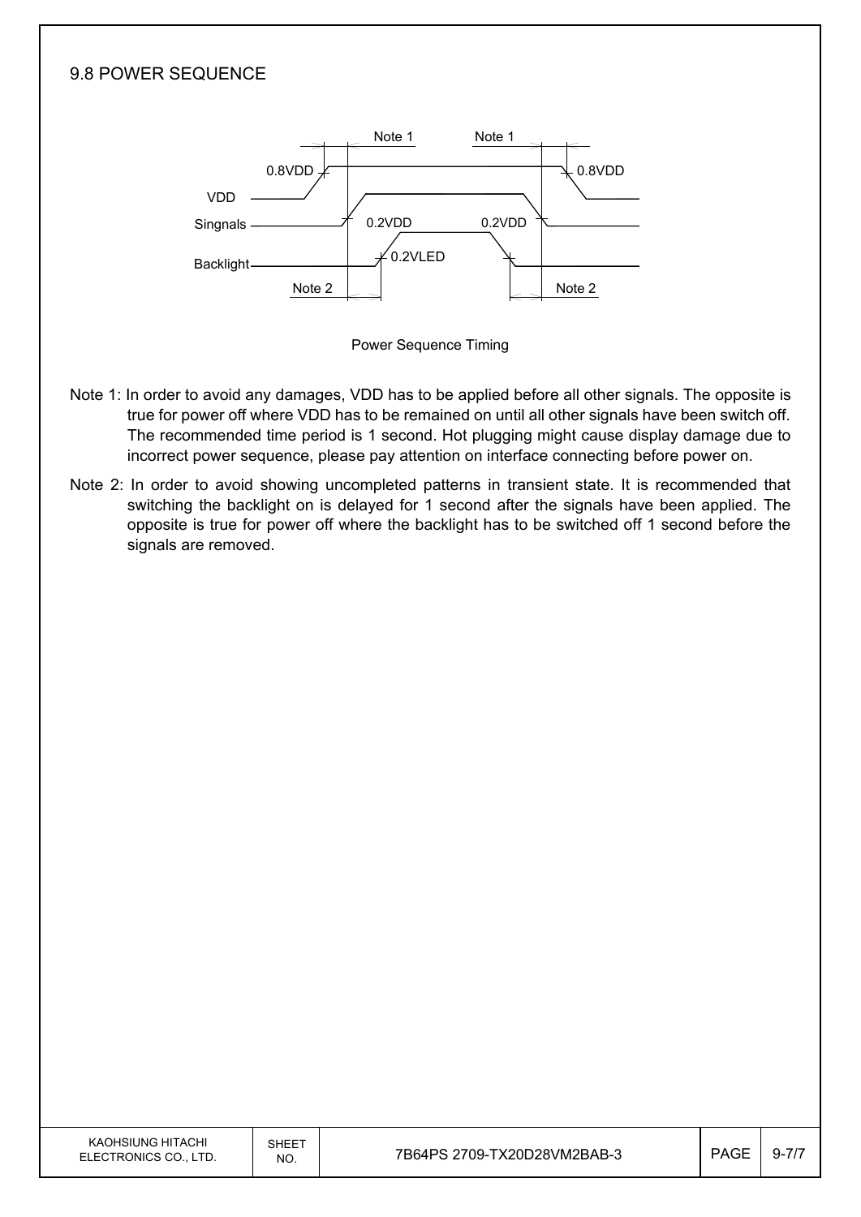## 9.8 POWER SEQUENCE

Note 1
Note 1
0.8VDD
0.8VDD
VDD
Singnals
0.2VDD
0.2VDD
0.2VLED
Backlight
Note 2
Note 2

Power Sequence Timing

Note 1: In order to avoid any damages, VDD has to be applied before all other signals. The opposite is true for power off where VDD has to be remained on until all other signals have been switch off. The recommended time period is 1 second. Hot plugging might cause display damage due to incorrect power sequence, please pay attention on interface connecting before power on.

Note 2: In order to avoid showing uncompleted patterns in transient state. It is recommended that switching the backlight on is delayed for 1 second after the signals have been applied. The opposite is true for power off where the backlight has to be switched off 1 second before the signals are removed.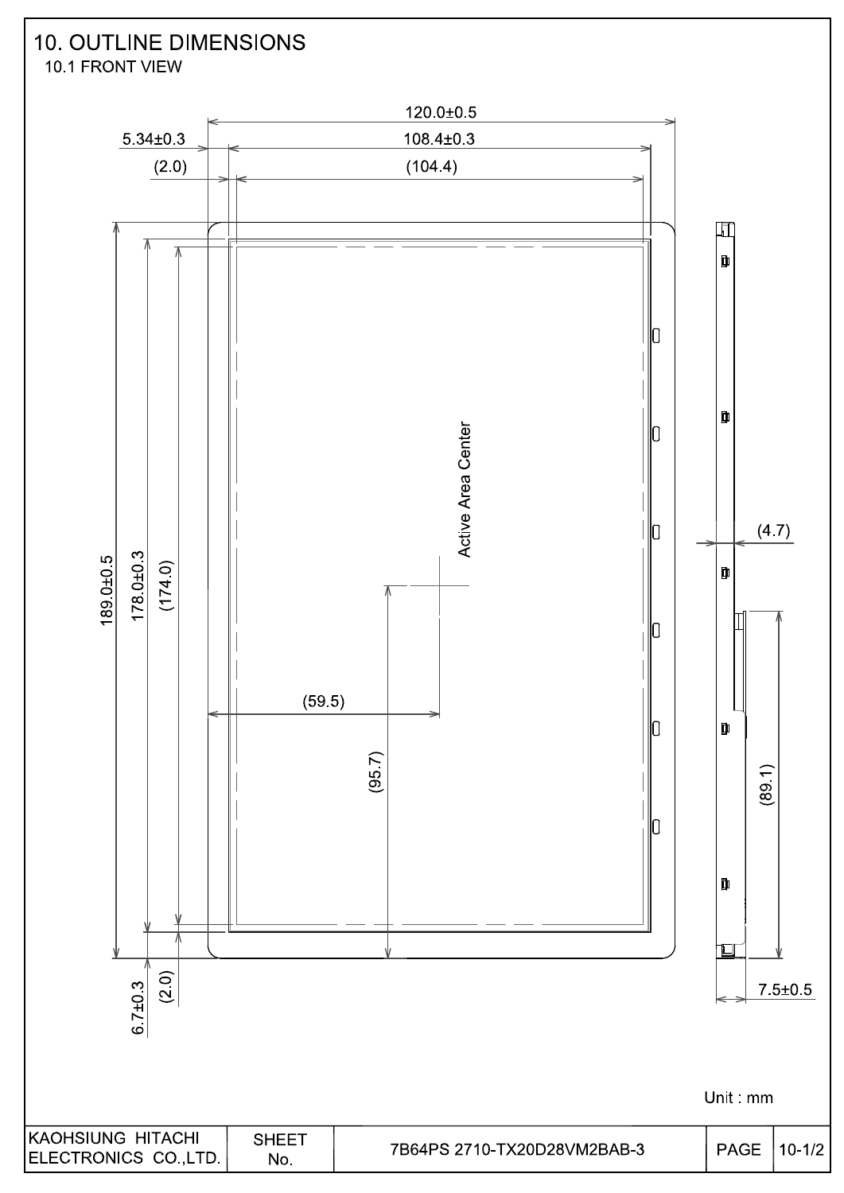# 10. OUTLINE DIMENSIONS

## 10.1 FRONT VIEW

120.0±0.5

5.34±0.3

108.4±0.3

(2.0)

(104.4)

Active Area Center

(4.7)

189.0±0.5

178.0±0.3

(174.0)

(59.5)

(95.7)

(89.1)

6.7±0.3

(2.0)

7.5±0.5

Unit : mm

| | | | | |
|---|---|---|---|---|
| KAOHSIUNG HITACHI ELECTRONICS CO.,LTD. | SHEET No. | 7B64PS 2710-TX20D28VM2BAB-3 | PAGE | 10-1/2 |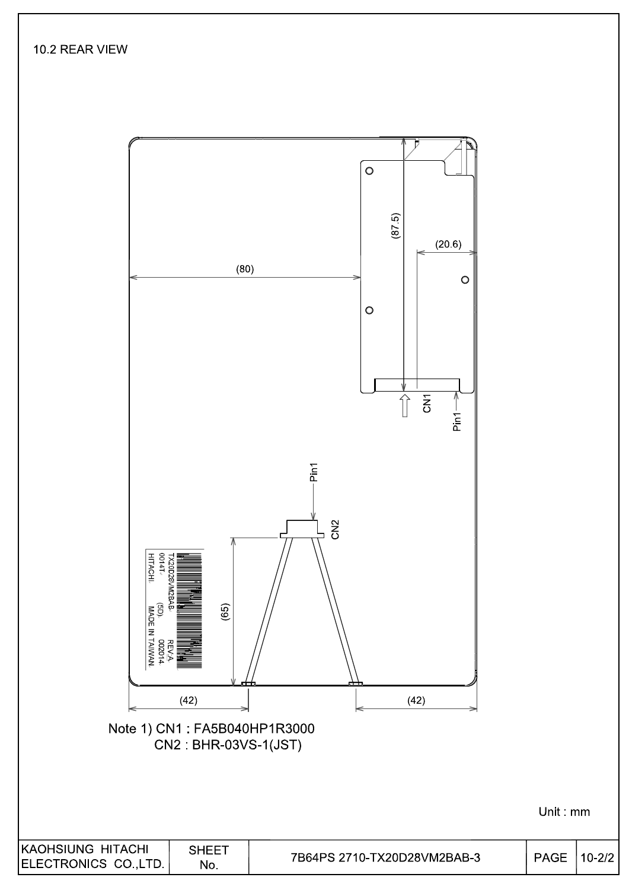## 10.2 REAR VIEW

(87.5)

(20.6)

(80)

CN1

Pin1

Pin1

CN2

(65)

TX20D28VM2BAB

REV:A

0014T

002014

(5D)

HITACHI

MADE IN TAIWAN

(42)

(42)

Note 1) CN1 : FA5B040HP1R3000
CN2 : BHR-03VS-1(JST)

Unit : mm

| | | | | |
|---|---|---|---|---|
| KAOHSIUNG HITACHI ELECTRONICS CO.,LTD. | SHEET No. | 7B64PS 2710-TX20D28VM2BAB-3 | PAGE | 10-2/2 |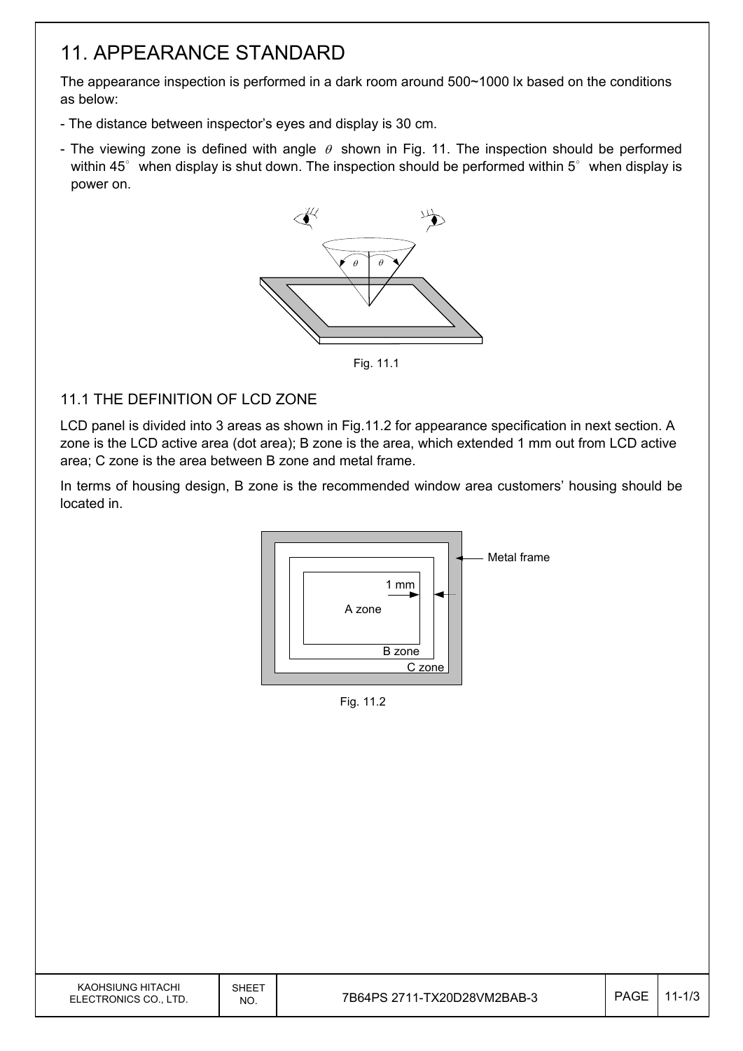# 11. APPEARANCE STANDARD

The appearance inspection is performed in a dark room around 500~1000 lx based on the conditions as below:

- The distance between inspector's eyes and display is 30 cm.
- The viewing zone is defined with angle $\theta$ shown in Fig. 11. The inspection should be performed within 45° when display is shut down. The inspection should be performed within 5° when display is power on.

Fig. 11.1

## 11.1 THE DEFINITION OF LCD ZONE

LCD panel is divided into 3 areas as shown in Fig.11.2 for appearance specification in next section. A zone is the LCD active area (dot area); B zone is the area, which extended 1 mm out from LCD active area; C zone is the area between B zone and metal frame.

In terms of housing design, B zone is the recommended window area customers' housing should be located in.

Metal frame

1 mm

A zone

B zone

C zone

Fig. 11.2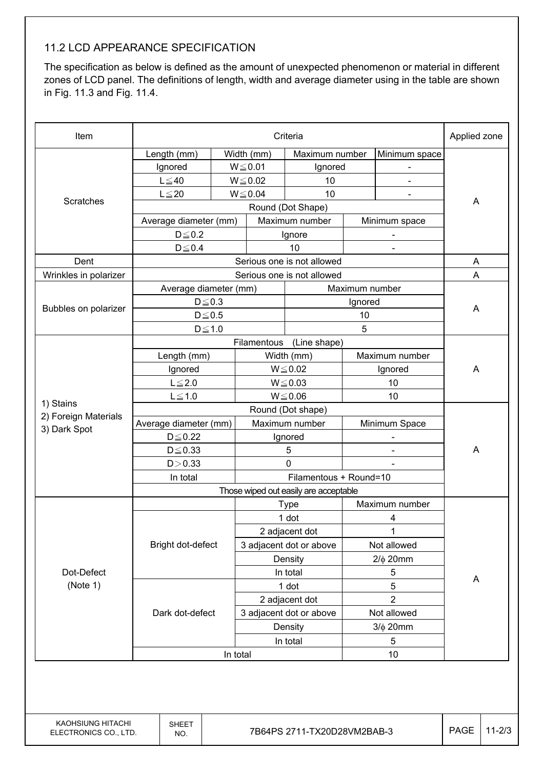## 11.2 LCD APPEARANCE SPECIFICATION

The specification as below is defined as the amount of unexpected phenomenon or material in different zones of LCD panel. The definitions of length, width and average diameter using in the table are shown in Fig. 11.3 and Fig. 11.4.

| Item | Criteria | | | | Applied zone |
|---|---|---|---|---|---|
| Scratches | Length (mm) | Width (mm) | Maximum number | Minimum space | A |
| | Ignored | W≦0.01 | Ignored | - | |
| | L≦40 | W≦0.02 | 10 | - | |
| | L≦20 | W≦0.04 | 10 | - | |
| | Round (Dot Shape) | | | | |
| | Average diameter (mm) | | Maximum number | Minimum space | |
| | D≦0.2 | | Ignore | - | |
| | D≦0.4 | | 10 | - | |
| Dent | Serious one is not allowed | | | | A |
| Wrinkles in polarizer | Serious one is not allowed | | | | A |
| Bubbles on polarizer | Average diameter (mm) | | Maximum number | | A |
| | D≦0.3 | | Ignored | | |
| | D≦0.5 | | 10 | | |
| | D≦1.0 | | 5 | | |
| 1) Stains<br>2) Foreign Materials<br>3) Dark Spot | Filamentous (Line shape) | | | | A |
| | Length (mm) | Width (mm) | Maximum number | | |
| | Ignored | W≦0.02 | Ignored | | |
| | L≦2.0 | W≦0.03 | 10 | | |
| | L≦1.0 | W≦0.06 | 10 | | |
| | Round (Dot shape) | | | | A |
| | Average diameter (mm) | Maximum number | Minimum Space | | |
| | D≦0.22 | Ignored | - | | |
| | D≦0.33 | 5 | - | | |
| | D＞0.33 | 0 | - | | |
| | In total | Filamentous + Round=10 | | | |
| | Those wiped out easily are acceptable | | | | |
| Dot-Defect<br>(Note 1) | | Type | Maximum number | | A |
| | Bright dot-defect | 1 dot | 4 | | |
| | | 2 adjacent dot | 1 | | |
| | | 3 adjacent dot or above | Not allowed | | |
| | | Density | 2/ϕ 20mm | | |
| | | In total | 5 | | |
| | Dark dot-defect | 1 dot | 5 | | |
| | | 2 adjacent dot | 2 | | |
| | | 3 adjacent dot or above | Not allowed | | |
| | | Density | 3/ϕ 20mm | | |
| | | In total | 5 | | |
| | In total | | 10 | | |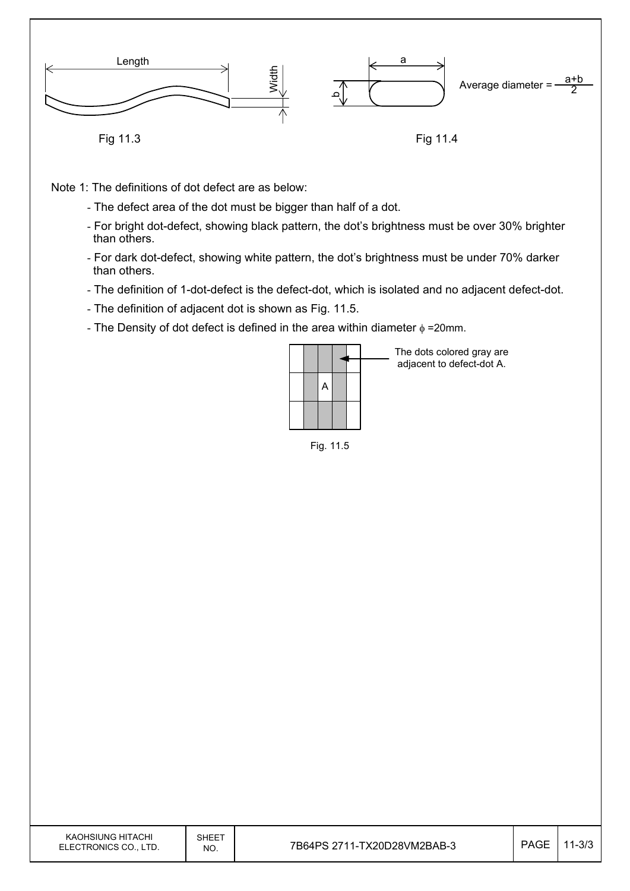Length

Width

Fig 11.3

a

b

Average diameter = $\frac{a+b}{2}$

Fig 11.4

Note 1: The definitions of dot defect are as below:

- The defect area of the dot must be bigger than half of a dot.
- For bright dot-defect, showing black pattern, the dot's brightness must be over 30% brighter than others.
- For dark dot-defect, showing white pattern, the dot's brightness must be under 70% darker than others.
- The definition of 1-dot-defect is the defect-dot, which is isolated and no adjacent defect-dot.
- The definition of adjacent dot is shown as Fig. 11.5.
- The Density of dot defect is defined in the area within diameter $\phi$ =20mm.

A

The dots colored gray are adjacent to defect-dot A.

Fig. 11.5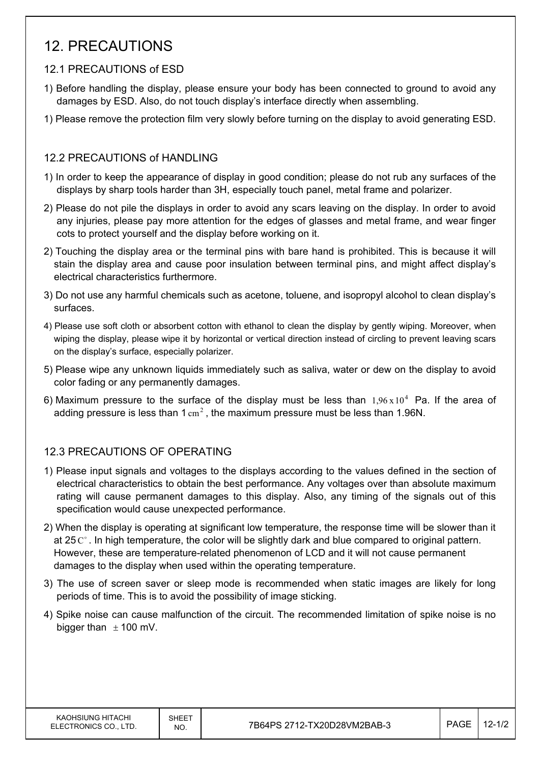# 12. PRECAUTIONS

## 12.1 PRECAUTIONS of ESD

1) Before handling the display, please ensure your body has been connected to ground to avoid any damages by ESD. Also, do not touch display's interface directly when assembling.

1) Please remove the protection film very slowly before turning on the display to avoid generating ESD.

## 12.2 PRECAUTIONS of HANDLING

1) In order to keep the appearance of display in good condition; please do not rub any surfaces of the displays by sharp tools harder than 3H, especially touch panel, metal frame and polarizer.

2) Please do not pile the displays in order to avoid any scars leaving on the display. In order to avoid any injuries, please pay more attention for the edges of glasses and metal frame, and wear finger cots to protect yourself and the display before working on it.

2) Touching the display area or the terminal pins with bare hand is prohibited. This is because it will stain the display area and cause poor insulation between terminal pins, and might affect display's electrical characteristics furthermore.

3) Do not use any harmful chemicals such as acetone, toluene, and isopropyl alcohol to clean display's surfaces.

4) Please use soft cloth or absorbent cotton with ethanol to clean the display by gently wiping. Moreover, when wiping the display, please wipe it by horizontal or vertical direction instead of circling to prevent leaving scars on the display's surface, especially polarizer.

5) Please wipe any unknown liquids immediately such as saliva, water or dew on the display to avoid color fading or any permanently damages.

6) Maximum pressure to the surface of the display must be less than $1,96 \times 10^4$ Pa. If the area of adding pressure is less than 1 $cm^2$, the maximum pressure must be less than 1.96N.

## 12.3 PRECAUTIONS OF OPERATING

1) Please input signals and voltages to the displays according to the values defined in the section of electrical characteristics to obtain the best performance. Any voltages over than absolute maximum rating will cause permanent damages to this display. Also, any timing of the signals out of this specification would cause unexpected performance.

2) When the display is operating at significant low temperature, the response time will be slower than it at 25 $C^{\circ}$. In high temperature, the color will be slightly dark and blue compared to original pattern. However, these are temperature-related phenomenon of LCD and it will not cause permanent damages to the display when used within the operating temperature.

3) The use of screen saver or sleep mode is recommended when static images are likely for long periods of time. This is to avoid the possibility of image sticking.

4) Spike noise can cause malfunction of the circuit. The recommended limitation of spike noise is no bigger than $\pm$ 100 mV.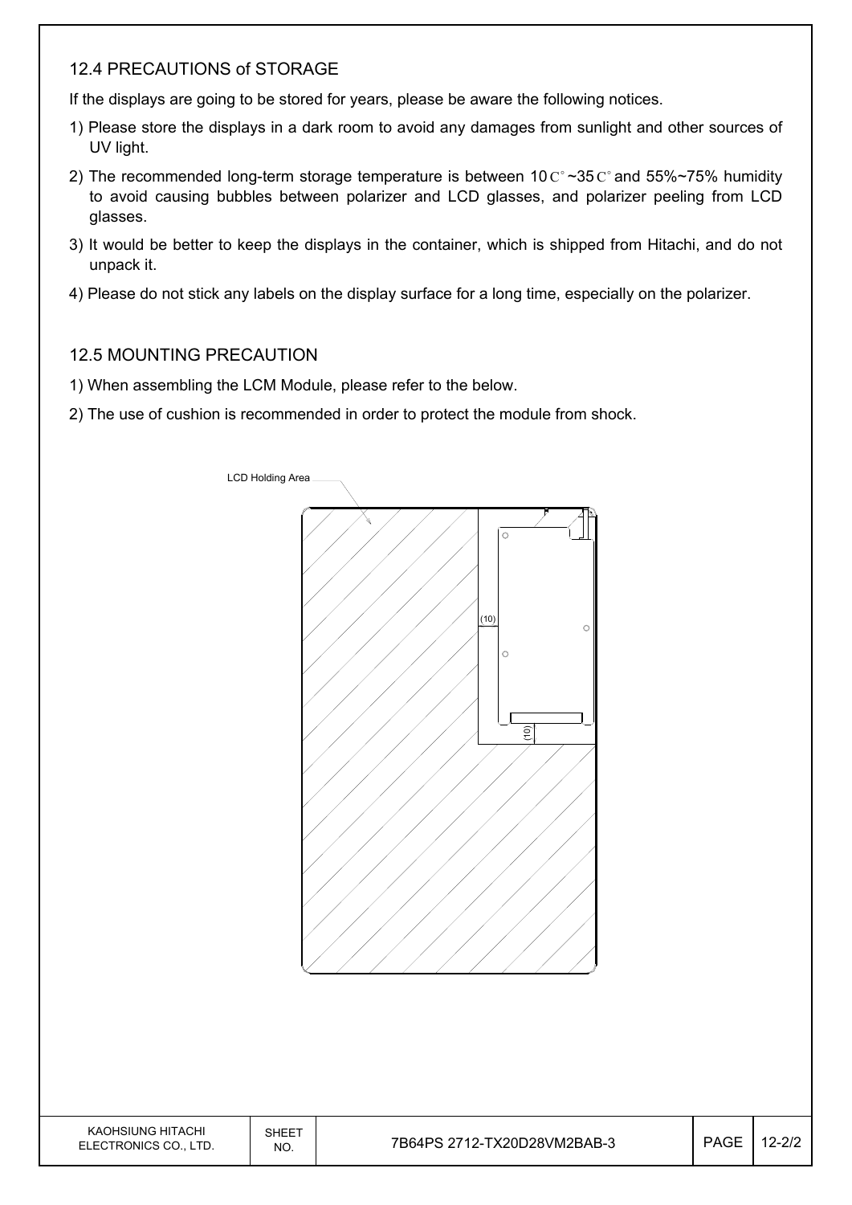## 12.4 PRECAUTIONS of STORAGE

If the displays are going to be stored for years, please be aware the following notices.

1) Please store the displays in a dark room to avoid any damages from sunlight and other sources of UV light.
2) The recommended long-term storage temperature is between 10℃~35℃ and 55%~75% humidity to avoid causing bubbles between polarizer and LCD glasses, and polarizer peeling from LCD glasses.
3) It would be better to keep the displays in the container, which is shipped from Hitachi, and do not unpack it.
4) Please do not stick any labels on the display surface for a long time, especially on the polarizer.

## 12.5 MOUNTING PRECAUTION

1) When assembling the LCM Module, please refer to the below.
2) The use of cushion is recommended in order to protect the module from shock.

LCD Holding Area

(10)

(10)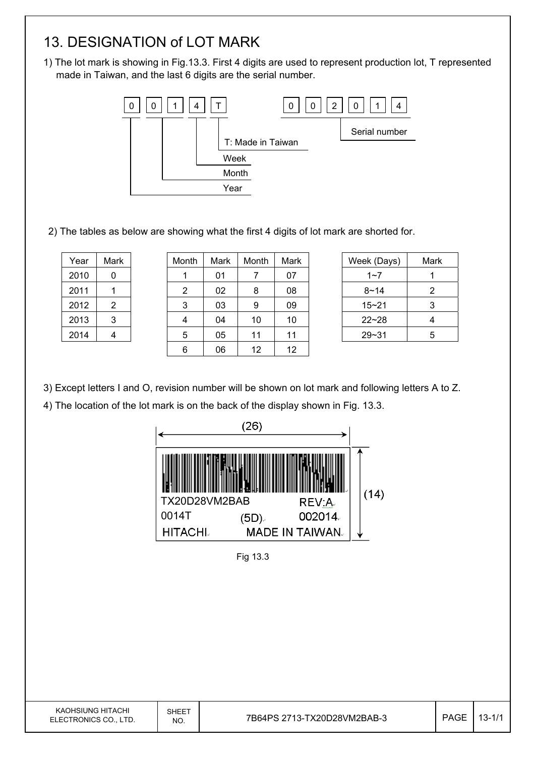# 13. DESIGNATION of LOT MARK

1) The lot mark is showing in Fig.13.3. First 4 digits are used to represent production lot, T represented made in Taiwan, and the last 6 digits are the serial number.

0 0 1 4 T     0 0 2 0 1 4

Year

Month

Week

T: Made in Taiwan

Serial number

2) The tables as below are showing what the first 4 digits of lot mark are shorted for.

| Year | Mark |
|---|---|
| 2010 | 0 |
| 2011 | 1 |
| 2012 | 2 |
| 2013 | 3 |
| 2014 | 4 |

| Month | Mark | Month | Mark |
|---|---|---|---|
| 1 | 01 | 7 | 07 |
| 2 | 02 | 8 | 08 |
| 3 | 03 | 9 | 09 |
| 4 | 04 | 10 | 10 |
| 5 | 05 | 11 | 11 |
| 6 | 06 | 12 | 12 |

| Week (Days) | Mark |
|---|---|
| 1~7 | 1 |
| 8~14 | 2 |
| 15~21 | 3 |
| 22~28 | 4 |
| 29~31 | 5 |

3) Except letters I and O, revision number will be shown on lot mark and following letters A to Z.

4) The location of the lot mark is on the back of the display shown in Fig. 13.3.

(26)

(14)

TX20D28VM2BAB REV:A

0014T (5D) 002014

HITACHI MADE IN TAIWAN

Fig 13.3